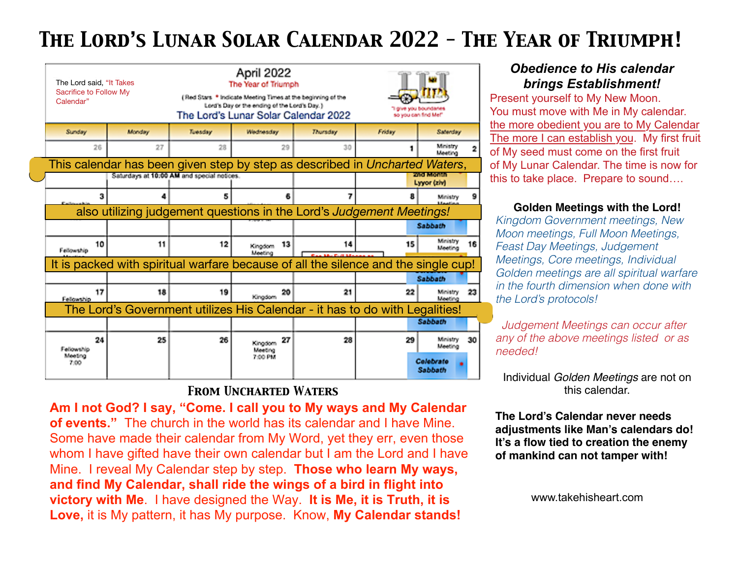# The Lord's Lunar Solar Calendar 2022 – The Year of Triumph!

The Lord said, "It Takes Sacrifice to Follow My Calendar"

April 2022
The Year of Triumph

( Red Stars * Indicate Meeting Times at the beginning of the Lord's Day or the ending of the Lord's Day. )

The Lord's Lunar Solar Calendar 2022

"I give you boundaries so you can find Me!"

| Sunday | Monday | Tuesday | Wednesday | Thursday | Friday | Saturday |
|---|---|---|---|---|---|---|
| 26 | 27 | 28 | 29 | 30 | 1 | 2 Ministry Meeting |
| | Saturdays at 10:00 AM and special notices. | | | | | 2nd Month Lyyor (ziv) |
| 3 Fellowship | 4 | 5 | 6 | 7 | 8 | 9 Ministry Meeting |
| | | | | | | Sabbath |
| 10 Fellowship Meeting | 11 | 12 | 13 Kingdom Meeting | 14 | 15 | 16 Ministry Meeting |
| | | | | | | Sabbath |
| 17 Fellowship | 18 | 19 | 20 Kingdom | 21 | 22 | 23 Ministry Meeting |
| | | | | | | Sabbath |
| 24 Fellowship Meeting 7:00 | 25 | 26 | 27 Kingdom Meeting 7:00 PM | 28 | 29 | 30 Ministry Meeting |
| | | | | | | Celebrate Sabbath * |

This calendar has been given step by step as described in *Uncharted Waters*, also utilizing judgement questions in the Lord's *Judgement Meetings!* It is packed with spiritual warfare because of all the silence and the single cup! The Lord's Government utilizes His Calendar - it has to do with Legalities!

## From Uncharted Waters

**Am I not God? I say, "Come. I call you to My ways and My Calendar of events."** The church in the world has its calendar and I have Mine. Some have made their calendar from My Word, yet they err, even those whom I have gifted have their own calendar but I am the Lord and I have Mine. I reveal My Calendar step by step. **Those who learn My ways, and find My Calendar, shall ride the wings of a bird in flight into victory with Me**. I have designed the Way. **It is Me, it is Truth, it is Love,** it is My pattern, it has My purpose. Know, **My Calendar stands!**

***Obedience to His calendar brings Establishment!***

Present yourself to My New Moon. You must move with Me in My calendar. the more obedient you are to My Calendar The more I can establish you. My first fruit of My seed must come on the first fruit of My Lunar Calendar. The time is now for this to take place. Prepare to sound….

**Golden Meetings with the Lord!**

*Kingdom Government meetings, New Moon meetings, Full Moon Meetings, Feast Day Meetings, Judgement Meetings, Core meetings, Individual Golden meetings are all spiritual warfare in the fourth dimension when done with the Lord's protocols!*

*Judgement Meetings can occur after any of the above meetings listed or as needed!*

Individual *Golden Meetings* are not on this calendar.

**The Lord's Calendar never needs adjustments like Man's calendars do! It's a flow tied to creation the enemy of mankind can not tamper with!**

www.takehisheart.com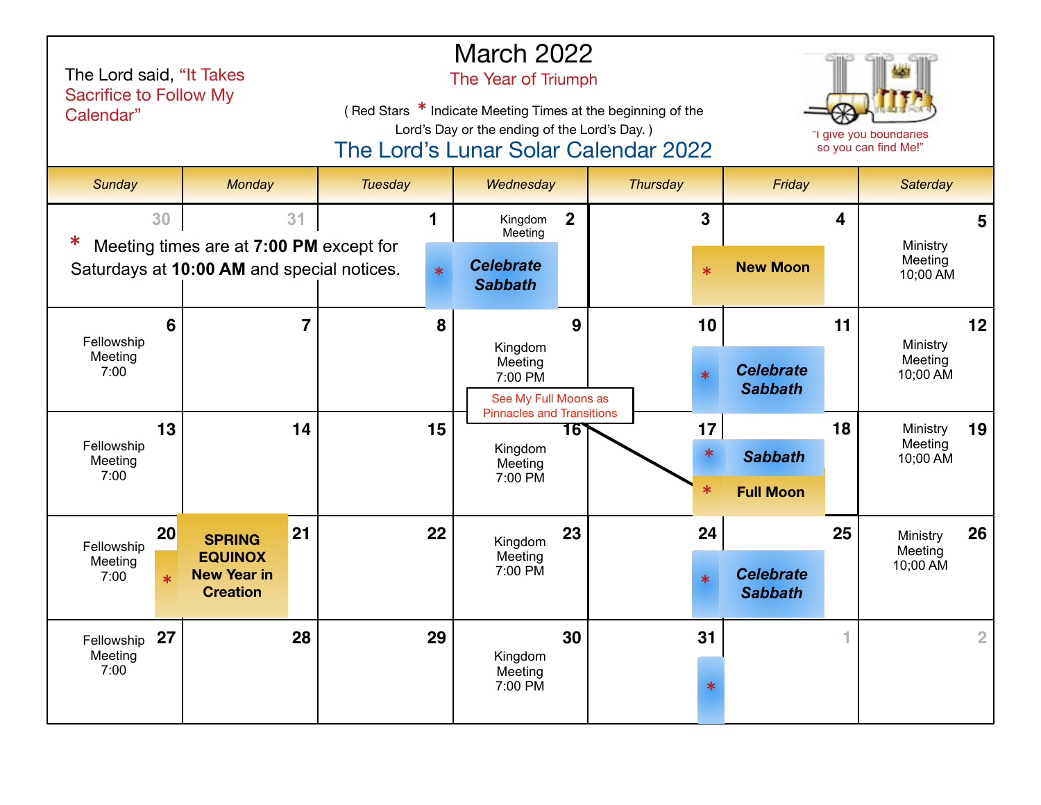The Lord said, "It Takes Sacrifice to Follow My Calendar"

# March 2022

The Year of Triumph

( Red Stars * Indicate Meeting Times at the beginning of the Lord's Day or the ending of the Lord's Day. )

## The Lord's Lunar Solar Calendar 2022

"I give you boundaries so you can find Me!"

| Sunday | Monday | Tuesday | Wednesday | Thursday | Friday | Saterday |
|---|---|---|---|---|---|---|
| 30 * Meeting times are at **7:00 PM** except for Saturdays at **10:00 AM** and special notices. | 31 | 1 | 2 Kingdom Meeting * ***Celebrate Sabbath*** | 3 | 4 * **New Moon** | 5 Ministry Meeting 10;00 AM |
| 6 Fellowship Meeting 7:00 | 7 | 8 | 9 Kingdom Meeting 7:00 PM | 10 | 11 * ***Celebrate Sabbath*** | 12 Ministry Meeting 10;00 AM |
| 13 Fellowship Meeting 7:00 | 14 | 15 | 16 Kingdom Meeting 7:00 PM | 17 | 18 * ***Sabbath*** * **Full Moon** | 19 Ministry Meeting 10;00 AM |
| 20 Fellowship Meeting 7:00 * | 21 **SPRING EQUINOX New Year in Creation** | 22 | 23 Kingdom Meeting 7:00 PM | 24 | 25 * ***Celebrate Sabbath*** | 26 Ministry Meeting 10;00 AM |
| 27 Fellowship Meeting 7:00 | 28 | 29 | 30 Kingdom Meeting 7:00 PM | 31 * | 1 | 2 |

See My Full Moons as Pinnacles and Transitions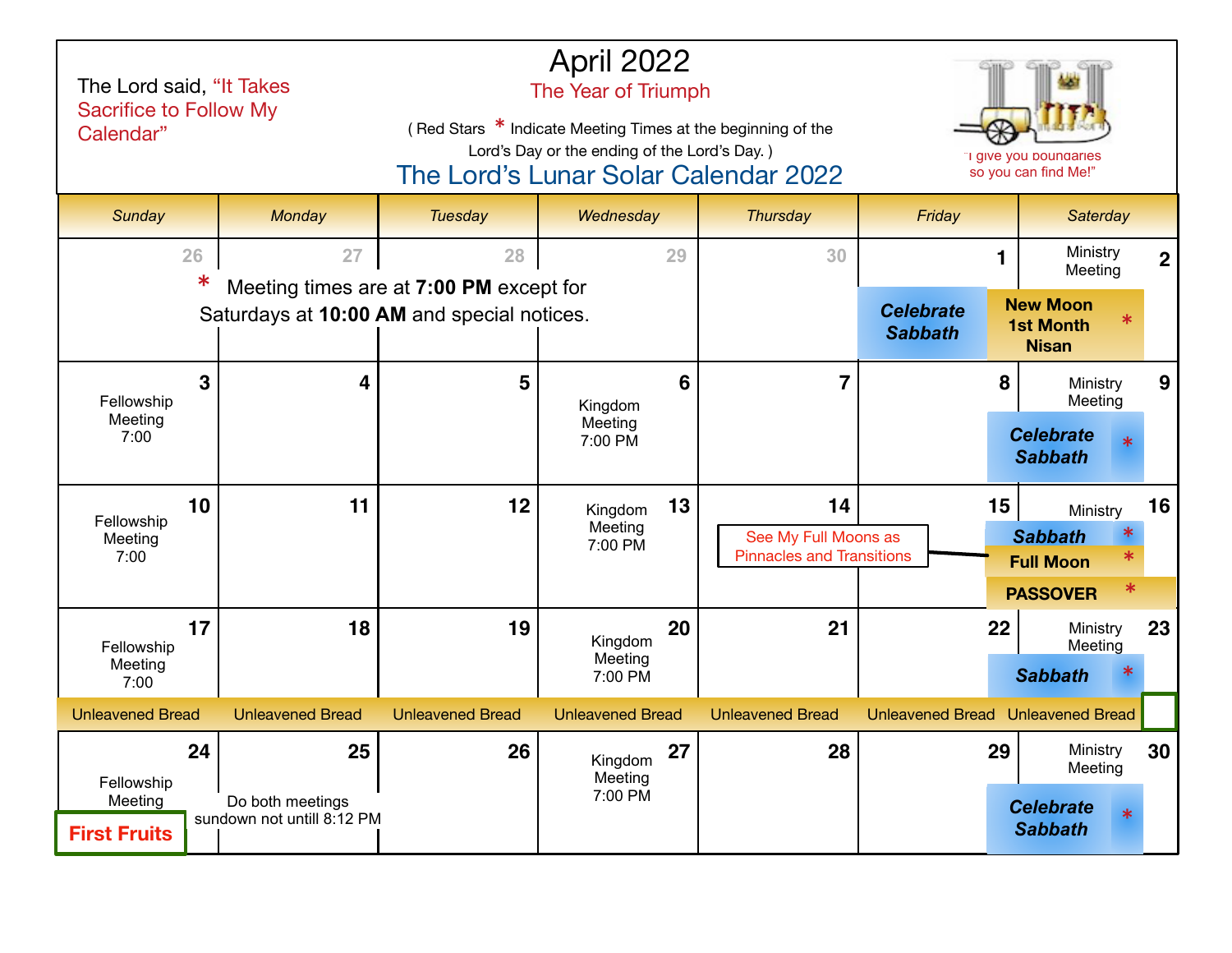The Lord said, "It Takes Sacrifice to Follow My Calendar"

# April 2022

## The Year of Triumph

( Red Stars * Indicate Meeting Times at the beginning of the Lord's Day or the ending of the Lord's Day. )

## The Lord's Lunar Solar Calendar 2022

"I give you boundaries so you can find Me!"

| Sunday | Monday | Tuesday | Wednesday | Thursday | Friday | Saterday |
|---|---|---|---|---|---|---|
| 26 * Meeting times are at **7:00 PM** except for Saturdays at **10:00 AM** and special notices. | 27 | 28 | 29 | 30 | 1 **Celebrate Sabbath** | 2 Ministry Meeting **New Moon 1st Month Nisan** * |
| 3 Fellowship Meeting 7:00 | 4 | 5 | 6 Kingdom Meeting 7:00 PM | 7 | 8 | 9 Ministry Meeting **Celebrate Sabbath** * |
| 10 Fellowship Meeting 7:00 | 11 | 12 | 13 Kingdom Meeting 7:00 PM | 14 See My Full Moons as Pinnacles and Transitions | 15 | 16 Ministry **Sabbath** * **Full Moon** * **PASSOVER** * |
| 17 Fellowship Meeting 7:00 Unleavened Bread | 18 Unleavened Bread | 19 Unleavened Bread | 20 Kingdom Meeting 7:00 PM Unleavened Bread | 21 Unleavened Bread | 22 Unleavened Bread | 23 Ministry Meeting **Sabbath** * Unleavened Bread |
| 24 Fellowship Meeting **First Fruits** | 25 Do both meetings sundown not untill 8:12 PM | 26 | 27 Kingdom Meeting 7:00 PM | 28 | 29 | 30 Ministry Meeting **Celebrate Sabbath** * |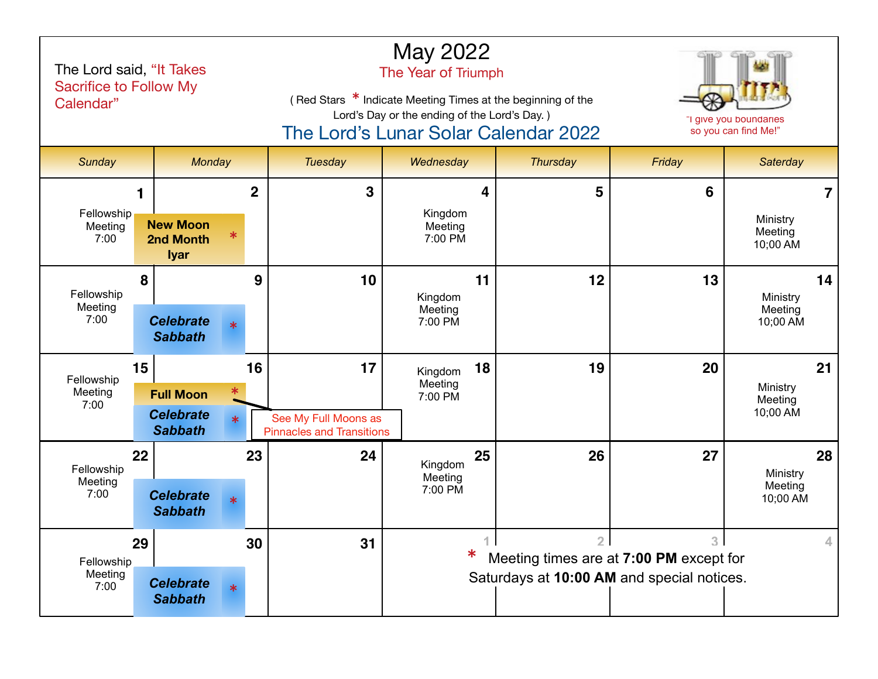The Lord said, "It Takes Sacrifice to Follow My Calendar"

# May 2022

The Year of Triumph

( Red Stars * Indicate Meeting Times at the beginning of the Lord's Day or the ending of the Lord's Day. )

## The Lord's Lunar Solar Calendar 2022

"I give you boundaries so you can find Me!"

| Sunday | Monday | Tuesday | Wednesday | Thursday | Friday | Saterday |
|---|---|---|---|---|---|---|
| 1 Fellowship Meeting 7:00 | 2 **New Moon 2nd Month Iyar** * | 3 | 4 Kingdom Meeting 7:00 PM | 5 | 6 | 7 Ministry Meeting 10;00 AM |
| 8 Fellowship Meeting 7:00 | 9 ***Celebrate Sabbath*** * | 10 | 11 Kingdom Meeting 7:00 PM | 12 | 13 | 14 Ministry Meeting 10;00 AM |
| 15 Fellowship Meeting 7:00 | 16 **Full Moon** * ***Celebrate Sabbath*** * | 17 | 18 Kingdom Meeting 7:00 PM | 19 | 20 | 21 Ministry Meeting 10;00 AM |
| 22 Fellowship Meeting 7:00 | 23 ***Celebrate Sabbath*** * | 24 | 25 Kingdom Meeting 7:00 PM | 26 | 27 | 28 Ministry Meeting 10;00 AM |
| 29 Fellowship Meeting 7:00 | 30 ***Celebrate Sabbath*** * | 31 | 1 | 2 | 3 | 4 |

See My Full Moons as Pinnacles and Transitions

* Meeting times are at **7:00 PM** except for Saturdays at **10:00 AM** and special notices.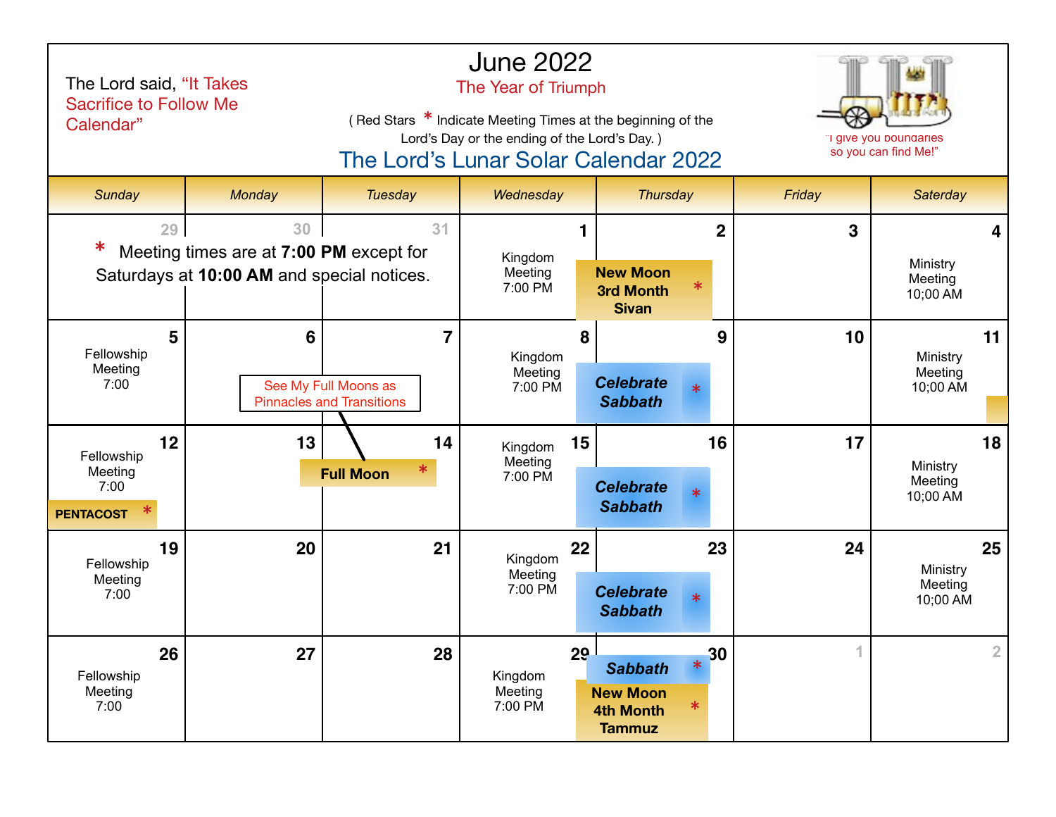# June 2022

The Year of Triumph

The Lord said, "It Takes Sacrifice to Follow Me Calendar"

( Red Stars * Indicate Meeting Times at the beginning of the Lord's Day or the ending of the Lord's Day. )

## The Lord's Lunar Solar Calendar 2022

"I give you boundaries so you can find Me!"

| Sunday | Monday | Tuesday | Wednesday | Thursday | Friday | Saterday |
|---|---|---|---|---|---|---|
| 29 * Meeting times are at **7:00 PM** except for Saturdays at **10:00 AM** and special notices. | 30 | 31 | 1 Kingdom Meeting 7:00 PM | 2 **New Moon 3rd Month Sivan** * | 3 | 4 Ministry Meeting 10;00 AM |
| 5 Fellowship Meeting 7:00 | 6 See My Full Moons as Pinnacles and Transitions | 7 | 8 Kingdom Meeting 7:00 PM | 9 ***Celebrate Sabbath*** * | 10 | 11 Ministry Meeting 10;00 AM |
| 12 Fellowship Meeting 7:00 **PENTACOST** * | 13 | 14 **Full Moon** * | 15 Kingdom Meeting 7:00 PM | 16 ***Celebrate Sabbath*** * | 17 | 18 Ministry Meeting 10;00 AM |
| 19 Fellowship Meeting 7:00 | 20 | 21 | 22 Kingdom Meeting 7:00 PM | 23 ***Celebrate Sabbath*** * | 24 | 25 Ministry Meeting 10;00 AM |
| 26 Fellowship Meeting 7:00 | 27 | 28 | 29 Kingdom Meeting 7:00 PM | 30 ***Sabbath*** * **New Moon 4th Month Tammuz** * | 1 | 2 |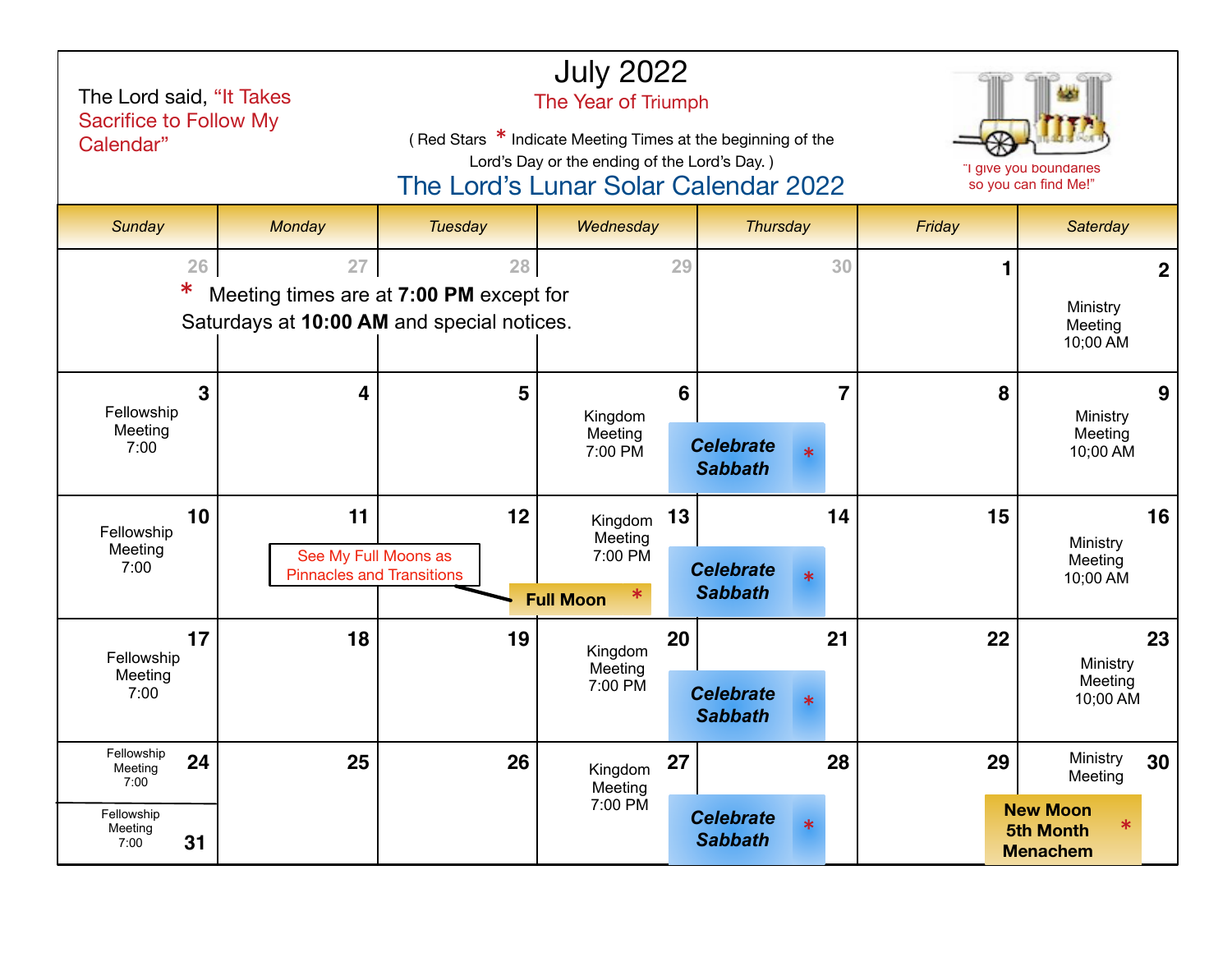The Lord said, "It Takes Sacrifice to Follow My Calendar"

# July 2022

The Year of Triumph

( Red Stars * Indicate Meeting Times at the beginning of the Lord's Day or the ending of the Lord's Day. )

## The Lord's Lunar Solar Calendar 2022

"I give you boundaries so you can find Me!"

| Sunday | Monday | Tuesday | Wednesday | Thursday | Friday | Saterday |
|---|---|---|---|---|---|---|
| 26 * Meeting times are at **7:00 PM** except for Saturdays at **10:00 AM** and special notices. | 27 | 28 | 29 | 30 | 1 | 2 Ministry Meeting 10;00 AM |
| 3 Fellowship Meeting 7:00 | 4 | 5 | 6 Kingdom Meeting 7:00 PM | 7 ***Celebrate Sabbath*** * | 8 | 9 Ministry Meeting 10;00 AM |
| 10 Fellowship Meeting 7:00 | 11 See My Full Moons as Pinnacles and Transitions | 12 **Full Moon** * | 13 Kingdom Meeting 7:00 PM | 14 ***Celebrate Sabbath*** * | 15 | 16 Ministry Meeting 10;00 AM |
| 17 Fellowship Meeting 7:00 | 18 | 19 | 20 Kingdom Meeting 7:00 PM | 21 ***Celebrate Sabbath*** * | 22 | 23 Ministry Meeting 10;00 AM |
| 24 Fellowship Meeting 7:00 / 31 Fellowship Meeting 7:00 | 25 | 26 | 27 Kingdom Meeting 7:00 PM | 28 ***Celebrate Sabbath*** * | 29 | 30 Ministry Meeting **New Moon 5th Month Menachem** * |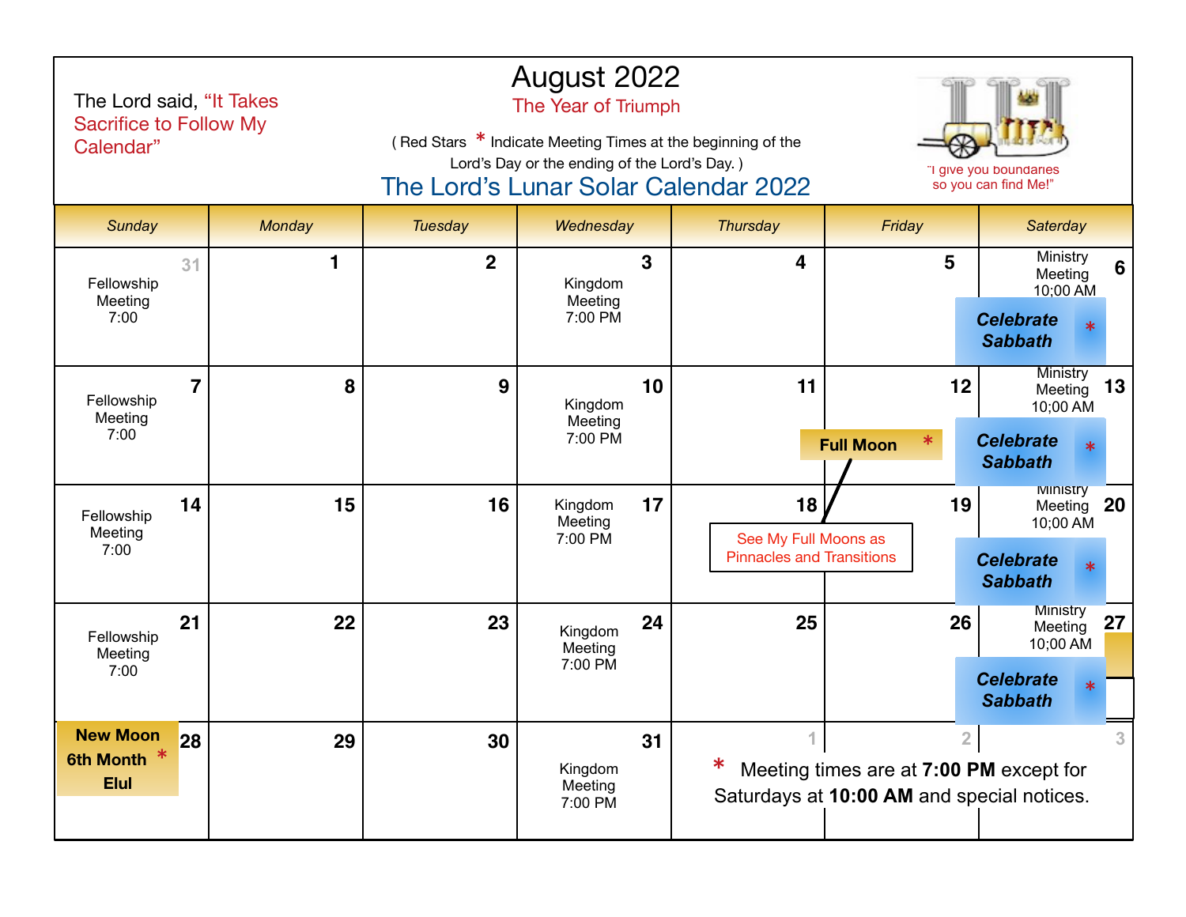The Lord said, "It Takes Sacrifice to Follow My Calendar"

# August 2022

The Year of Triumph

( Red Stars * Indicate Meeting Times at the beginning of the Lord's Day or the ending of the Lord's Day. )

## The Lord's Lunar Solar Calendar 2022

"I give you boundaries so you can find Me!"

| Sunday | Monday | Tuesday | Wednesday | Thursday | Friday | Saterday |
|---|---|---|---|---|---|---|
| 31 Fellowship Meeting 7:00 | 1 | 2 | 3 Kingdom Meeting 7:00 PM | 4 | 5 | 6 Ministry Meeting 10;00 AM *Celebrate Sabbath* * |
| 7 Fellowship Meeting 7:00 | 8 | 9 | 10 Kingdom Meeting 7:00 PM | 11 | 12 **Full Moon** * | 13 Ministry Meeting 10;00 AM *Celebrate Sabbath* * |
| 14 Fellowship Meeting 7:00 | 15 | 16 | 17 Kingdom Meeting 7:00 PM | 18 See My Full Moons as Pinnacles and Transitions | 19 | 20 Ministry Meeting 10;00 AM *Celebrate Sabbath* * |
| 21 Fellowship Meeting 7:00 | 22 | 23 | 24 Kingdom Meeting 7:00 PM | 25 | 26 | 27 Ministry Meeting 10;00 AM *Celebrate Sabbath* * |
| 28 **New Moon 6th Month Elul** * | 29 | 30 | 31 Kingdom Meeting 7:00 PM | 1 | 2 | 3 |

\* Meeting times are at **7:00 PM** except for Saturdays at **10:00 AM** and special notices.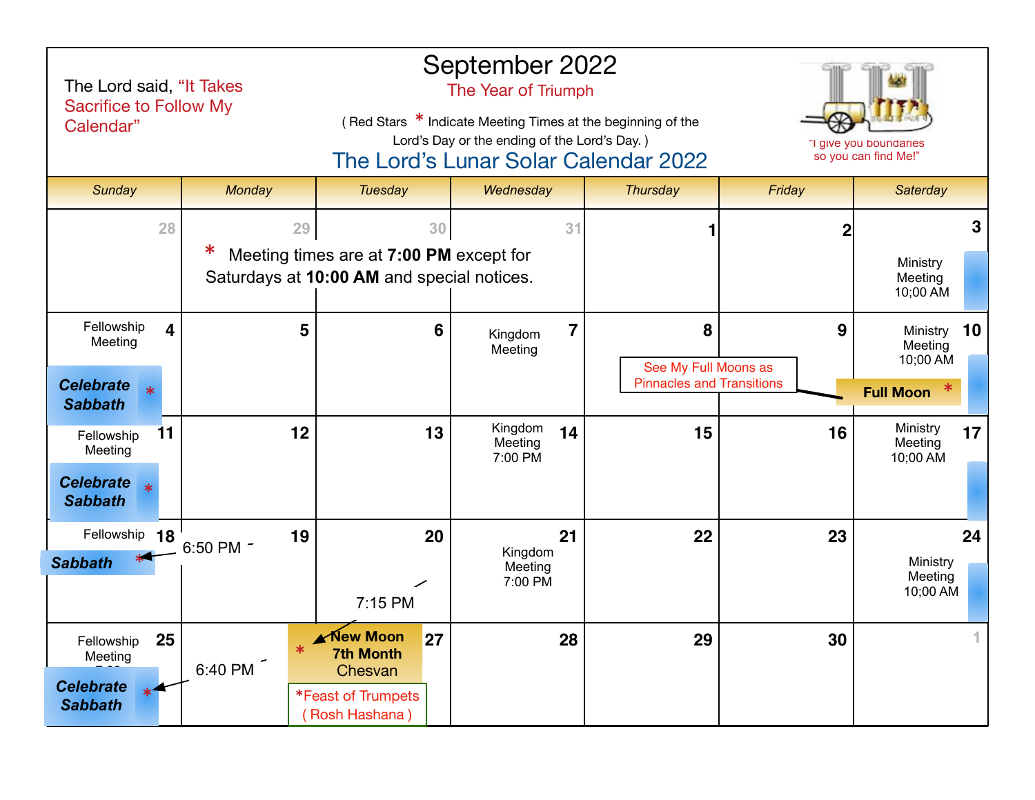The Lord said, "It Takes Sacrifice to Follow My Calendar"

# September 2022

## The Year of Triumph

( Red Stars * Indicate Meeting Times at the beginning of the Lord's Day or the ending of the Lord's Day. )

## The Lord's Lunar Solar Calendar 2022

"I give you boundaries so you can find Me!"

| Sunday | Monday | Tuesday | Wednesday | Thursday | Friday | Saterday |
|---|---|---|---|---|---|---|
| 28 | 29 * Meeting times are at **7:00 PM** except for Saturdays at **10:00 AM** and special notices. | 30 | 31 | 1 | 2 | 3 Ministry Meeting 10;00 AM |
| 4 Fellowship Meeting **Celebrate Sabbath** * | 5 | 6 | 7 Kingdom Meeting | 8 See My Full Moons as Pinnacles and Transitions | 9 | 10 Ministry Meeting 10;00 AM **Full Moon** * |
| 11 Fellowship Meeting **Celebrate Sabbath** * | 12 | 13 | 14 Kingdom Meeting 7:00 PM | 15 | 16 | 17 Ministry Meeting 10;00 AM |
| 18 Fellowship **Sabbath** * | 19 6:50 PM | 20 7:15 PM | 21 Kingdom Meeting 7:00 PM | 22 | 23 | 24 Ministry Meeting 10;00 AM |
| 25 Fellowship Meeting **Celebrate Sabbath** * | 26 6:40 PM | 27 * **New Moon 7th Month** Chesvan *Feast of Trumpets ( Rosh Hashana ) | 28 | 29 | 30 | 1 |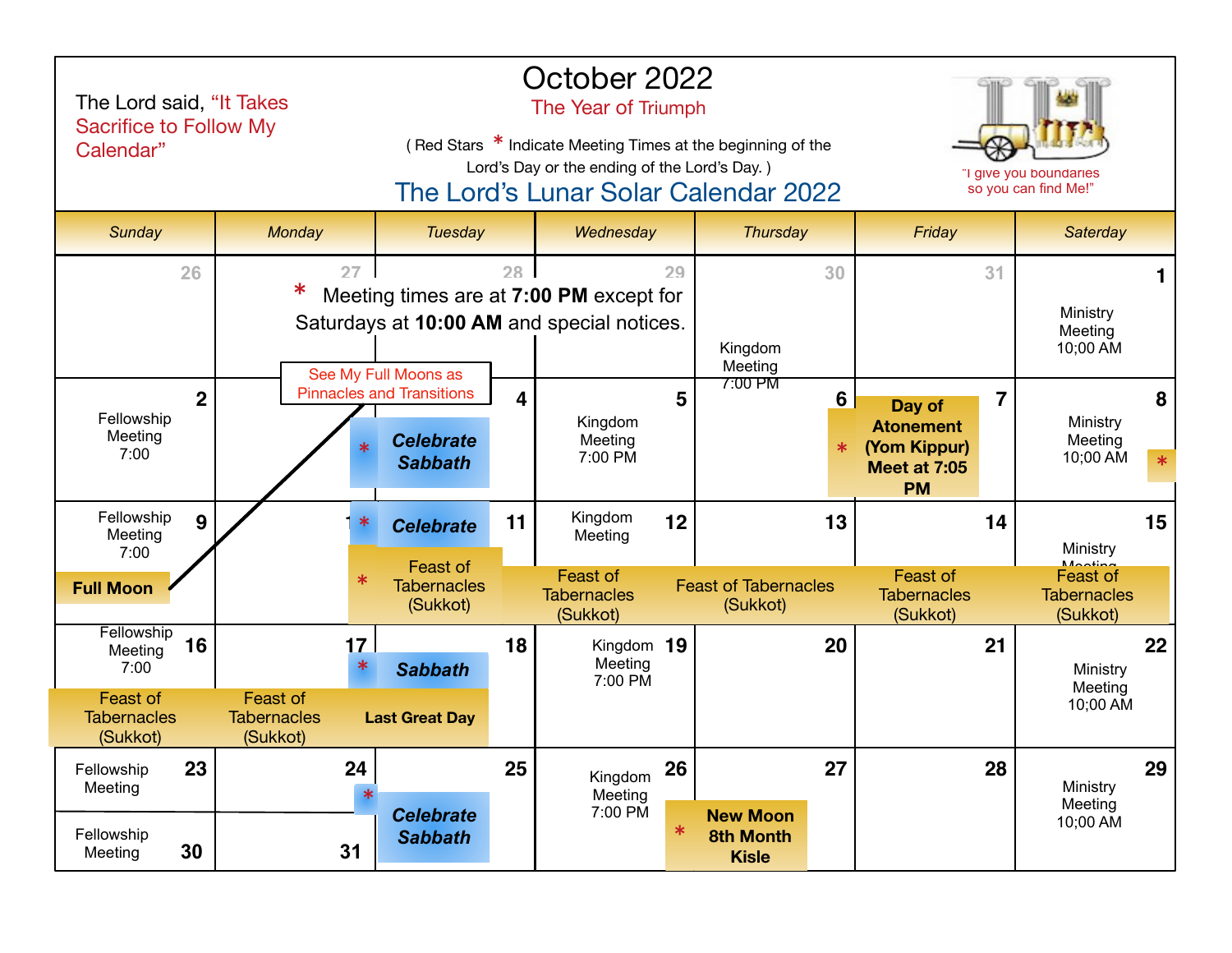The Lord said, "It Takes Sacrifice to Follow My Calendar"

# October 2022

The Year of Triumph

( Red Stars * Indicate Meeting Times at the beginning of the Lord's Day or the ending of the Lord's Day. )

## The Lord's Lunar Solar Calendar 2022

"I give you boundaries so you can find Me!"

* Meeting times are at **7:00 PM** except for Saturdays at **10:00 AM** and special notices.

See My Full Moons as Pinnacles and Transitions

| Sunday | Monday | Tuesday | Wednesday | Thursday | Friday | Saterday |
|---|---|---|---|---|---|---|
| 26 | 27 | 28 | 29 | 30<br>Kingdom Meeting 7:00 PM | 31 | 1<br>Ministry Meeting 10;00 AM |
| 2<br>Fellowship Meeting 7:00 | 3 | 4<br>* ***Celebrate Sabbath*** | 5<br>Kingdom Meeting 7:00 PM | 6<br>* | 7<br>**Day of Atonement (Yom Kippur) Meet at 7:05 PM** | 8<br>Ministry Meeting 10;00 AM * |
| 9<br>Fellowship Meeting 7:00<br>**Full Moon** | 10 | 11<br>* ***Celebrate***<br>* Feast of Tabernacles (Sukkot) | 12<br>Kingdom Meeting<br>Feast of Tabernacles (Sukkot) | 13<br>Feast of Tabernacles (Sukkot) | 14<br>Feast of Tabernacles (Sukkot) | 15<br>Ministry Meeting<br>Feast of Tabernacles (Sukkot) |
| 16<br>Fellowship Meeting 7:00<br>Feast of Tabernacles (Sukkot) | 17<br>Feast of Tabernacles (Sukkot) | 18<br>* ***Sabbath***<br>**Last Great Day** | 19<br>Kingdom Meeting 7:00 PM | 20 | 21 | 22<br>Ministry Meeting 10;00 AM |
| 23<br>Fellowship Meeting | 24<br>* | 25<br>***Celebrate Sabbath*** | 26<br>Kingdom Meeting 7:00 PM | 27<br>* **New Moon 8th Month Kisle** | 28 | 29<br>Ministry Meeting 10;00 AM |
| 30<br>Fellowship Meeting | 31 | | | | | |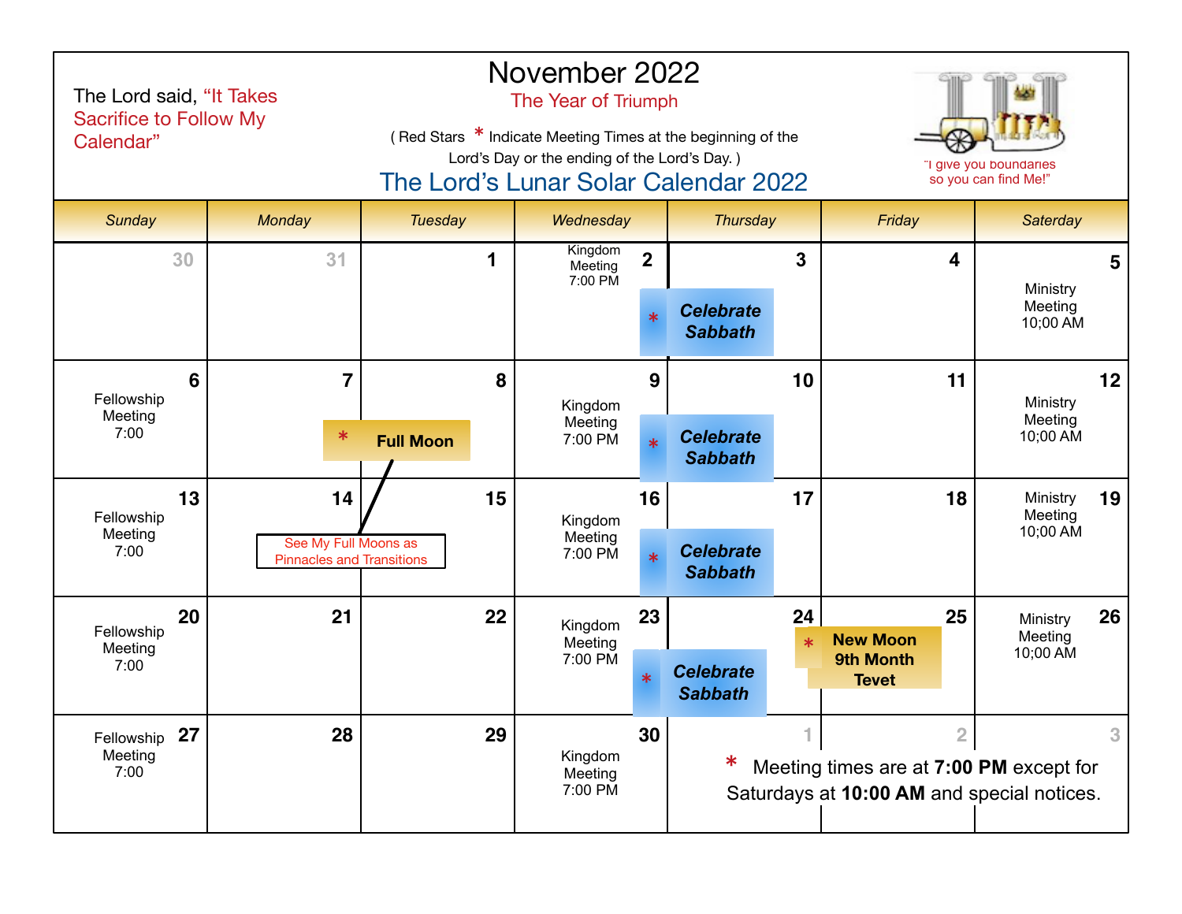# November 2022

The Lord said, "It Takes Sacrifice to Follow My Calendar"

## The Year of Triumph

( Red Stars * Indicate Meeting Times at the beginning of the Lord's Day or the ending of the Lord's Day. )

## The Lord's Lunar Solar Calendar 2022

"I give you boundaries so you can find Me!"

| Sunday | Monday | Tuesday | Wednesday | Thursday | Friday | Saterday |
|---|---|---|---|---|---|---|
| 30 | 31 | 1 | 2 Kingdom Meeting 7:00 PM | 3 * Celebrate Sabbath | 4 | 5 Ministry Meeting 10;00 AM |
| 6 Fellowship Meeting 7:00 | 7 * Full Moon | 8 | 9 Kingdom Meeting 7:00 PM | 10 * Celebrate Sabbath | 11 | 12 Ministry Meeting 10;00 AM |
| 13 Fellowship Meeting 7:00 | 14 See My Full Moons as Pinnacles and Transitions | 15 | 16 Kingdom Meeting 7:00 PM | 17 * Celebrate Sabbath | 18 | 19 Ministry Meeting 10;00 AM |
| 20 Fellowship Meeting 7:00 | 21 | 22 | 23 Kingdom Meeting 7:00 PM | 24 * Celebrate Sabbath | 25 * New Moon 9th Month Tevet | 26 Ministry Meeting 10;00 AM |
| 27 Fellowship Meeting 7:00 | 28 | 29 | 30 Kingdom Meeting 7:00 PM | 1 | 2 | 3 |

* Meeting times are at **7:00 PM** except for Saturdays at **10:00 AM** and special notices.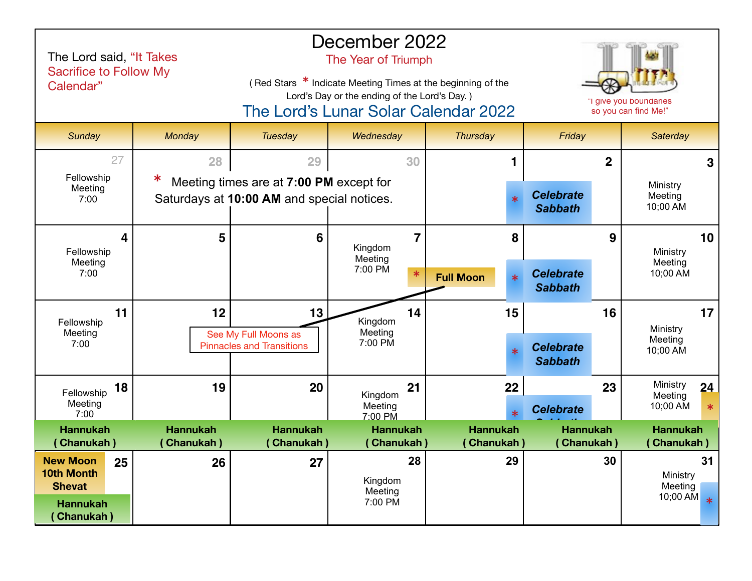The Lord said, "It Takes Sacrifice to Follow My Calendar"

# December 2022

The Year of Triumph

( Red Stars * Indicate Meeting Times at the beginning of the Lord's Day or the ending of the Lord's Day. )

## The Lord's Lunar Solar Calendar 2022

"I give you boundaries so you can find Me!"

| Sunday | Monday | Tuesday | Wednesday | Thursday | Friday | Saterday |
|---|---|---|---|---|---|---|
| 27 Fellowship Meeting 7:00 | 28 * Meeting times are at **7:00 PM** except for Saturdays at **10:00 AM** and special notices. | 29 | 30 | 1 | 2 * ***Celebrate Sabbath*** | 3 Ministry Meeting 10;00 AM |
| 4 Fellowship Meeting 7:00 | 5 | 6 | 7 Kingdom Meeting 7:00 PM | 8 * **Full Moon** | 9 * ***Celebrate Sabbath*** | 10 Ministry Meeting 10;00 AM |
| 11 Fellowship Meeting 7:00 | 12 See My Full Moons as Pinnacles and Transitions | 13 | 14 Kingdom Meeting 7:00 PM | 15 | 16 * ***Celebrate Sabbath*** | 17 Ministry Meeting 10;00 AM |
| 18 Fellowship Meeting 7:00 **Hannukah ( Chanukah )** | 19 **Hannukah ( Chanukah )** | 20 **Hannukah ( Chanukah )** | 21 Kingdom Meeting 7:00 PM **Hannukah ( Chanukah )** | 22 **Hannukah ( Chanukah )** | 23 * ***Celebrate Sabbath*** **Hannukah ( Chanukah )** | 24 Ministry Meeting 10;00 AM * **Hannukah ( Chanukah )** |
| 25 **New Moon 10th Month Shevat** **Hannukah ( Chanukah )** | 26 | 27 | 28 Kingdom Meeting 7:00 PM | 29 | 30 | 31 Ministry Meeting 10;00 AM * |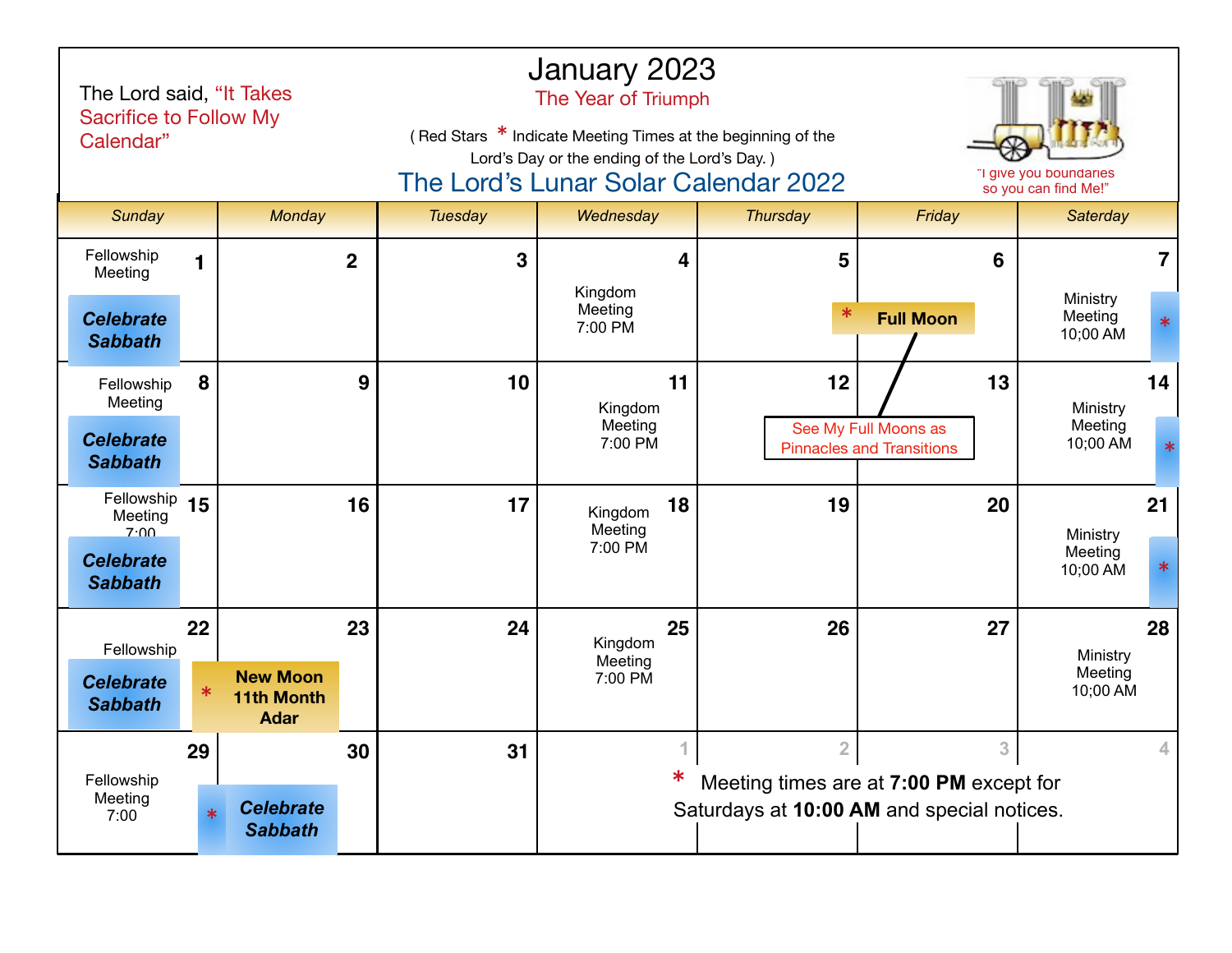The Lord said, "It Takes Sacrifice to Follow My Calendar"

# January 2023

The Year of Triumph

( Red Stars * Indicate Meeting Times at the beginning of the Lord's Day or the ending of the Lord's Day. )

## The Lord's Lunar Solar Calendar 2022

"I give you boundaries so you can find Me!"

| Sunday | Monday | Tuesday | Wednesday | Thursday | Friday | Saterday |
|---|---|---|---|---|---|---|
| 1 Fellowship Meeting **Celebrate Sabbath** | 2 | 3 | 4 Kingdom Meeting 7:00 PM | 5 | 6 * **Full Moon** | 7 Ministry Meeting 10;00 AM * |
| 8 Fellowship Meeting **Celebrate Sabbath** | 9 | 10 | 11 Kingdom Meeting 7:00 PM | 12 See My Full Moons as Pinnacles and Transitions | 13 | 14 Ministry Meeting 10;00 AM * |
| 15 Fellowship Meeting 7:00 **Celebrate Sabbath** | 16 | 17 | 18 Kingdom Meeting 7:00 PM | 19 | 20 | 21 Ministry Meeting 10;00 AM * |
| 22 Fellowship **Celebrate Sabbath** | 23 * **New Moon 11th Month Adar** | 24 | 25 Kingdom Meeting 7:00 PM | 26 | 27 | 28 Ministry Meeting 10;00 AM |
| 29 Fellowship Meeting 7:00 | 30 * **Celebrate Sabbath** | 31 | 1 | 2 | 3 | 4 |

* Meeting times are at **7:00 PM** except for Saturdays at **10:00 AM** and special notices.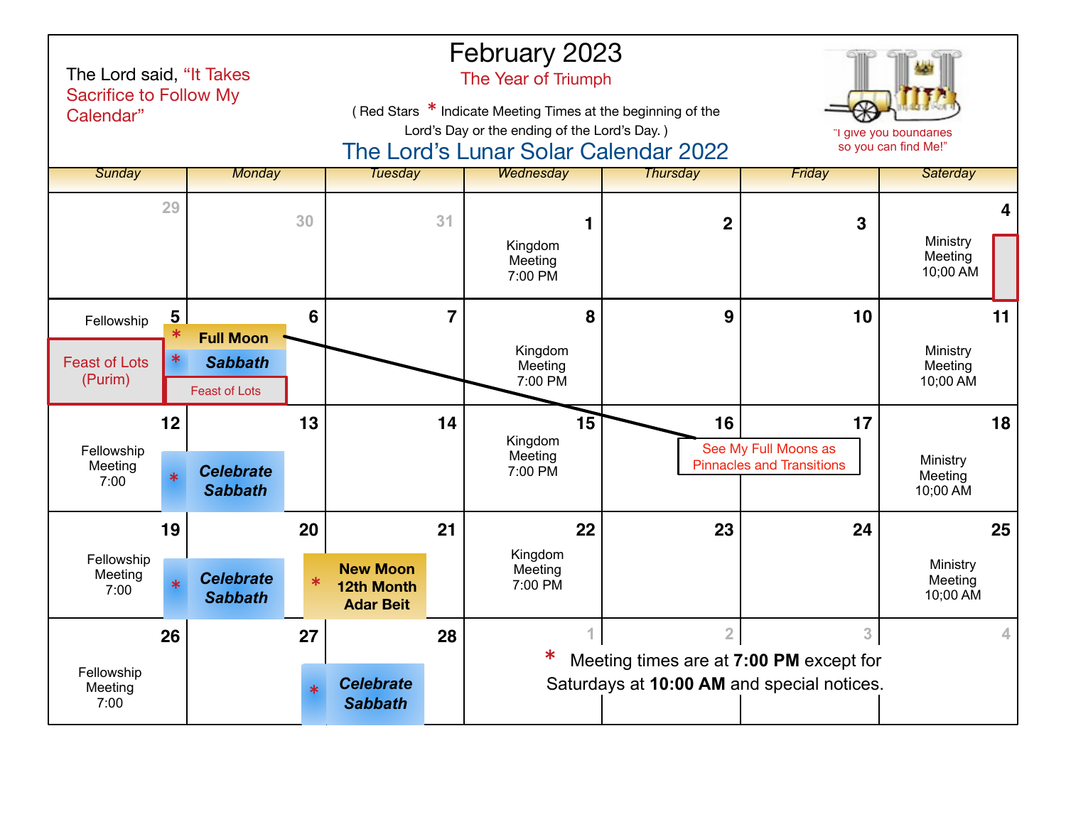The Lord said, "It Takes Sacrifice to Follow My Calendar"

# February 2023

The Year of Triumph

( Red Stars * Indicate Meeting Times at the beginning of the Lord's Day or the ending of the Lord's Day. )

## The Lord's Lunar Solar Calendar 2022

"I give you boundaries so you can find Me!"

| Sunday | Monday | Tuesday | Wednesday | Thursday | Friday | Saterday |
|---|---|---|---|---|---|---|
| 29 | 30 | 31 | 1<br>Kingdom Meeting 7:00 PM | 2 | 3 | 4<br>Ministry Meeting 10;00 AM |
| 5<br>Fellowship<br>Feast of Lots (Purim) | 6<br>* Full Moon<br>* Sabbath<br>Feast of Lots | 7 | 8<br>Kingdom Meeting 7:00 PM | 9 | 10 | 11<br>Ministry Meeting 10;00 AM |
| 12<br>Fellowship Meeting 7:00 | 13<br>* Celebrate Sabbath | 14 | 15<br>Kingdom Meeting 7:00 PM | 16<br>See My Full Moons as Pinnacles and Transitions | 17 | 18<br>Ministry Meeting 10;00 AM |
| 19<br>Fellowship Meeting 7:00 | 20<br>* Celebrate Sabbath | 21<br>* New Moon 12th Month Adar Beit | 22<br>Kingdom Meeting 7:00 PM | 23 | 24 | 25<br>Ministry Meeting 10;00 AM |
| 26<br>Fellowship Meeting 7:00 | 27 | 28<br>* Celebrate Sabbath | 1 | 2 | 3 | 4 |

\* Meeting times are at **7:00 PM** except for Saturdays at **10:00 AM** and special notices.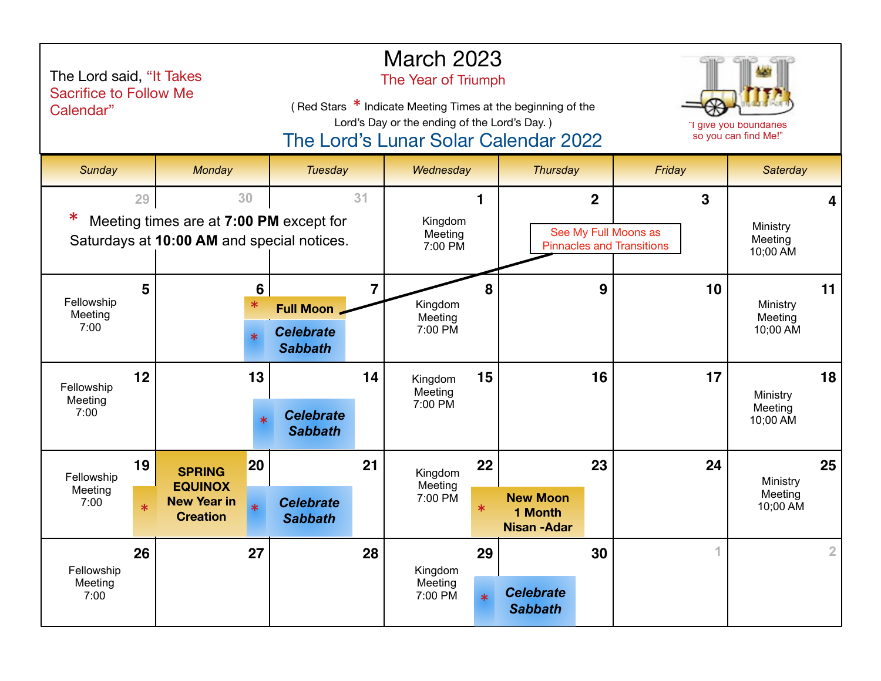The Lord said, "It Takes Sacrifice to Follow Me Calendar"

# March 2023

The Year of Triumph

( Red Stars * Indicate Meeting Times at the beginning of the Lord's Day or the ending of the Lord's Day. )

## The Lord's Lunar Solar Calendar 2022

"I give you boundaries so you can find Me!"

| Sunday | Monday | Tuesday | Wednesday | Thursday | Friday | Saterday |
|---|---|---|---|---|---|---|
| 29 * Meeting times are at **7:00 PM** except for Saturdays at **10:00 AM** and special notices. | 30 | 31 | 1 Kingdom Meeting 7:00 PM | 2 See My Full Moons as Pinnacles and Transitions | 3 | 4 Ministry Meeting 10;00 AM |
| 5 Fellowship Meeting 7:00 | 6 * **Full Moon** | 7 * ***Celebrate Sabbath*** | 8 Kingdom Meeting 7:00 PM | 9 | 10 | 11 Ministry Meeting 10;00 AM |
| 12 Fellowship Meeting 7:00 | 13 | 14 * ***Celebrate Sabbath*** | 15 Kingdom Meeting 7:00 PM | 16 | 17 | 18 Ministry Meeting 10;00 AM |
| 19 Fellowship Meeting 7:00 | 20 * **SPRING EQUINOX New Year in Creation** | 21 * ***Celebrate Sabbath*** | 22 Kingdom Meeting 7:00 PM | 23 * **New Moon 1 Month Nisan -Adar** | 24 | 25 Ministry Meeting 10;00 AM |
| 26 Fellowship Meeting 7:00 | 27 | 28 | 29 Kingdom Meeting 7:00 PM | 30 * ***Celebrate Sabbath*** | 1 | 2 |